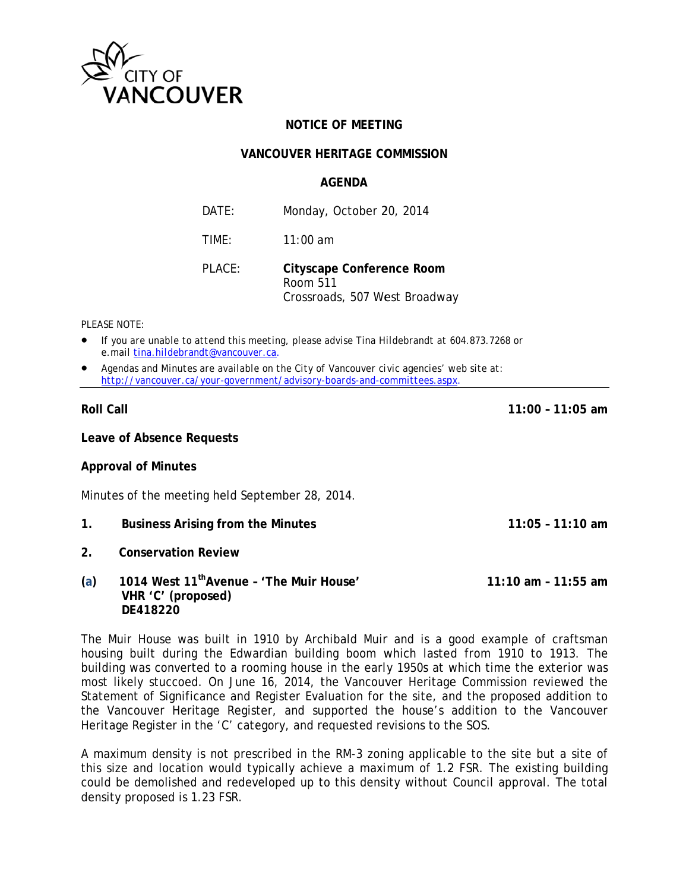CITY OF VANCOUVER

**NOTICE OF MEETING**

**VANCOUVER HERITAGE COMMISSION**

**AGENDA**

| | |
|---|---|
| DATE: | Monday, October 20, 2014 |
| TIME: | 11:00 am |
| PLACE: | **Cityscape Conference Room**<br>Room 511<br>Crossroads, 507 West Broadway |

PLEASE NOTE:

- If you are unable to attend this meeting, please advise Tina Hildebrandt at 604.873.7268 or e.mail tina.hildebrandt@vancouver.ca.
- Agendas and Minutes are available on the City of Vancouver civic agencies' web site at: http://vancouver.ca/your-government/advisory-boards-and-committees.aspx.

---

**Roll Call** **11:00 – 11:05 am**

**Leave of Absence Requests**

**Approval of Minutes**

Minutes of the meeting held September 28, 2014.

**1. Business Arising from the Minutes** **11:05 – 11:10 am**

**2. Conservation Review**

**(a) 1014 West 11th Avenue – 'The Muir House'** **11:10 am – 11:55 am**
**VHR 'C' (proposed)**
**DE418220**

The Muir House was built in 1910 by Archibald Muir and is a good example of craftsman housing built during the Edwardian building boom which lasted from 1910 to 1913. The building was converted to a rooming house in the early 1950s at which time the exterior was most likely stuccoed. On June 16, 2014, the Vancouver Heritage Commission reviewed the Statement of Significance and Register Evaluation for the site, and the proposed addition to the Vancouver Heritage Register, and supported the house's addition to the Vancouver Heritage Register in the 'C' category, and requested revisions to the SOS.

A maximum density is not prescribed in the RM-3 zoning applicable to the site but a site of this size and location would typically achieve a maximum of 1.2 FSR. The existing building could be demolished and redeveloped up to this density without Council approval. The total density proposed is 1.23 FSR.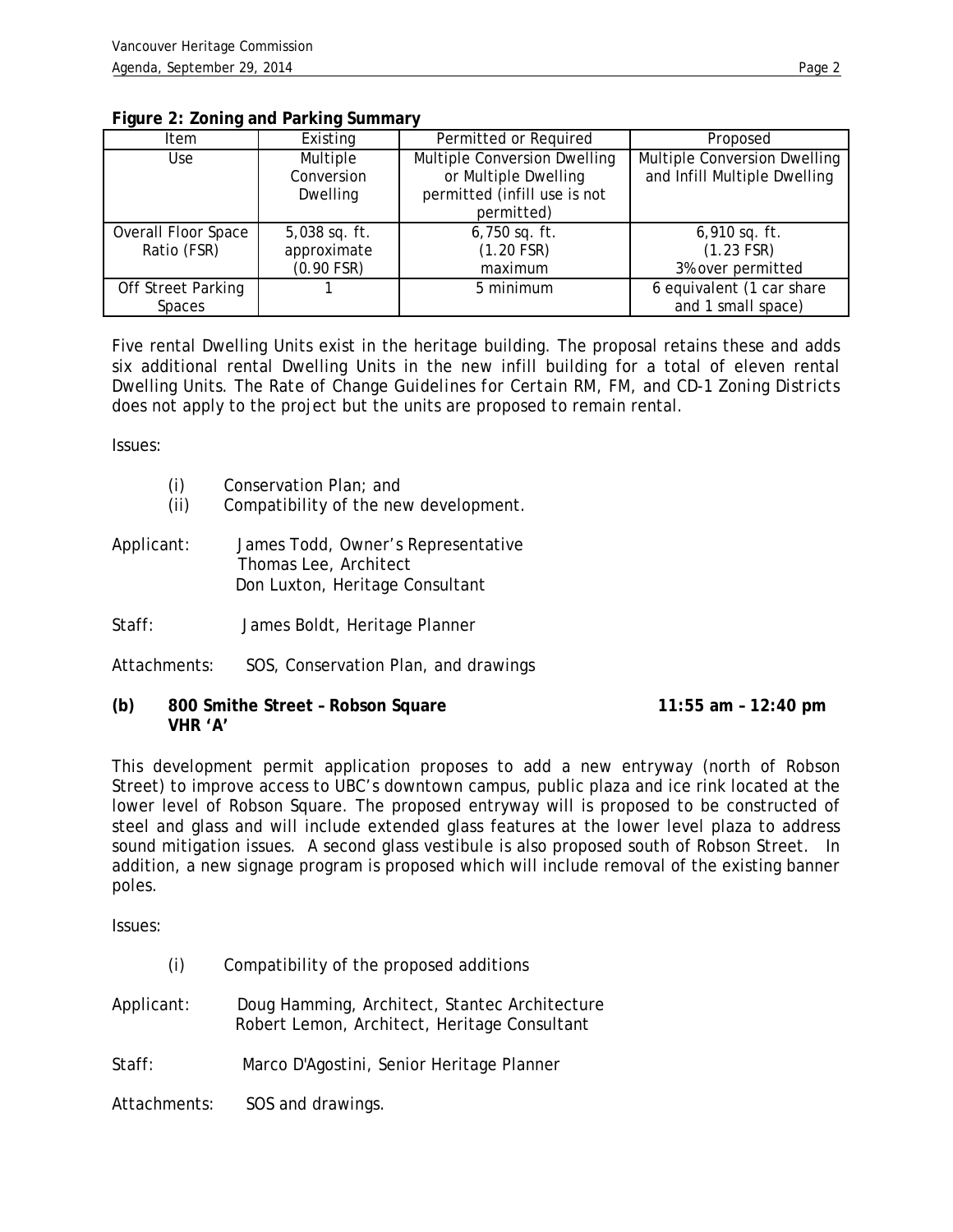**Figure 2: Zoning and Parking Summary**

| Item | Existing | Permitted or Required | Proposed |
|---|---|---|---|
| Use | Multiple Conversion Dwelling | Multiple Conversion Dwelling or Multiple Dwelling permitted (infill use is not permitted) | Multiple Conversion Dwelling and Infill Multiple Dwelling |
| Overall Floor Space Ratio (FSR) | 5,038 sq. ft. approximate (0.90 FSR) | 6,750 sq. ft. (1.20 FSR) maximum | 6,910 sq. ft. (1.23 FSR) 3% over permitted |
| Off Street Parking Spaces | 1 | 5 minimum | 6 equivalent (1 car share and 1 small space) |

Five rental Dwelling Units exist in the heritage building. The proposal retains these and adds six additional rental Dwelling Units in the new infill building for a total of eleven rental Dwelling Units. The *Rate of Change Guidelines for Certain RM, FM, and CD-1 Zoning Districts* does not apply to the project but the units are proposed to remain rental.

Issues:

- (i) Conservation Plan; and
- (ii) Compatibility of the new development.

Applicant: James Todd, Owner's Representative
Thomas Lee, Architect
Don Luxton, Heritage Consultant

Staff: James Boldt, Heritage Planner

Attachments: SOS, Conservation Plan, and drawings

**(b) 800 Smithe Street – Robson Square** **11:55 am – 12:40 pm**
**VHR 'A'**

This development permit application proposes to add a new entryway (north of Robson Street) to improve access to UBC's downtown campus, public plaza and ice rink located at the lower level of Robson Square. The proposed entryway will is proposed to be constructed of steel and glass and will include extended glass features at the lower level plaza to address sound mitigation issues. A second glass vestibule is also proposed south of Robson Street. In addition, a new signage program is proposed which will include removal of the existing banner poles.

Issues:

- (i) Compatibility of the proposed additions

Applicant: Doug Hamming, Architect, Stantec Architecture
Robert Lemon, Architect, Heritage Consultant

Staff: Marco D'Agostini, Senior Heritage Planner

Attachments: SOS and drawings.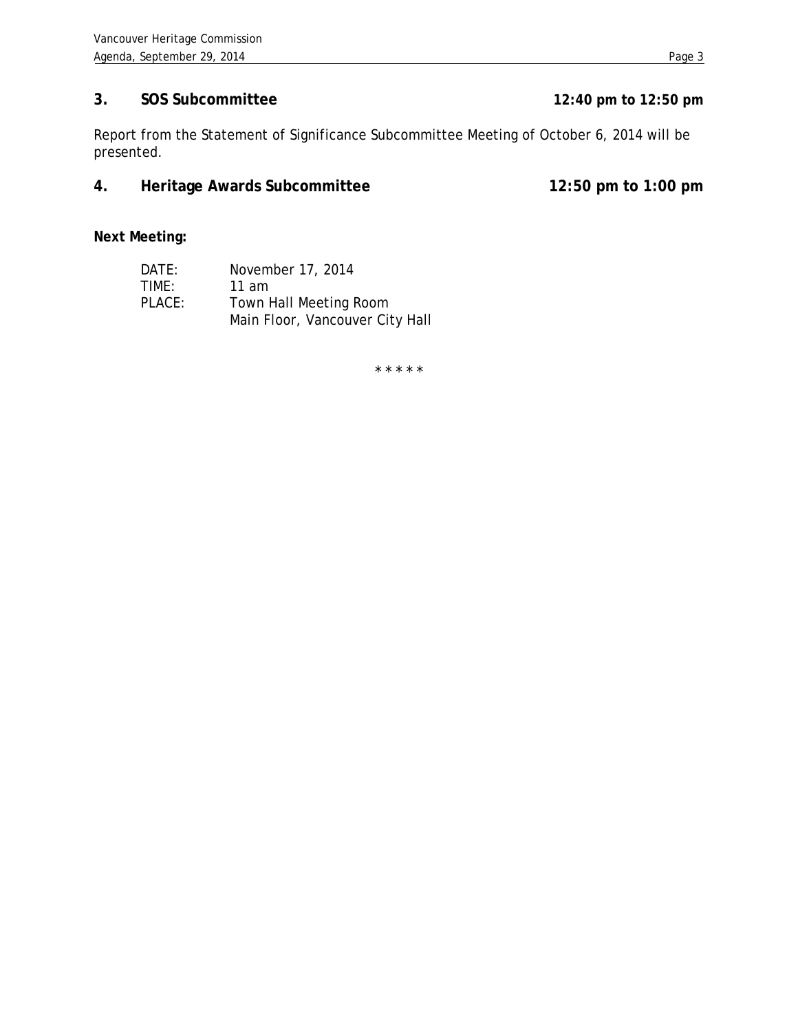## 3. SOS Subcommittee 12:40 pm to 12:50 pm

Report from the Statement of Significance Subcommittee Meeting of October 6, 2014 will be presented.

## 4. Heritage Awards Subcommittee 12:50 pm to 1:00 pm

**Next Meeting:**

| | |
|---|---|
| DATE: | November 17, 2014 |
| TIME: | 11 am |
| PLACE: | Town Hall Meeting Room<br>Main Floor, Vancouver City Hall |

* * * * *